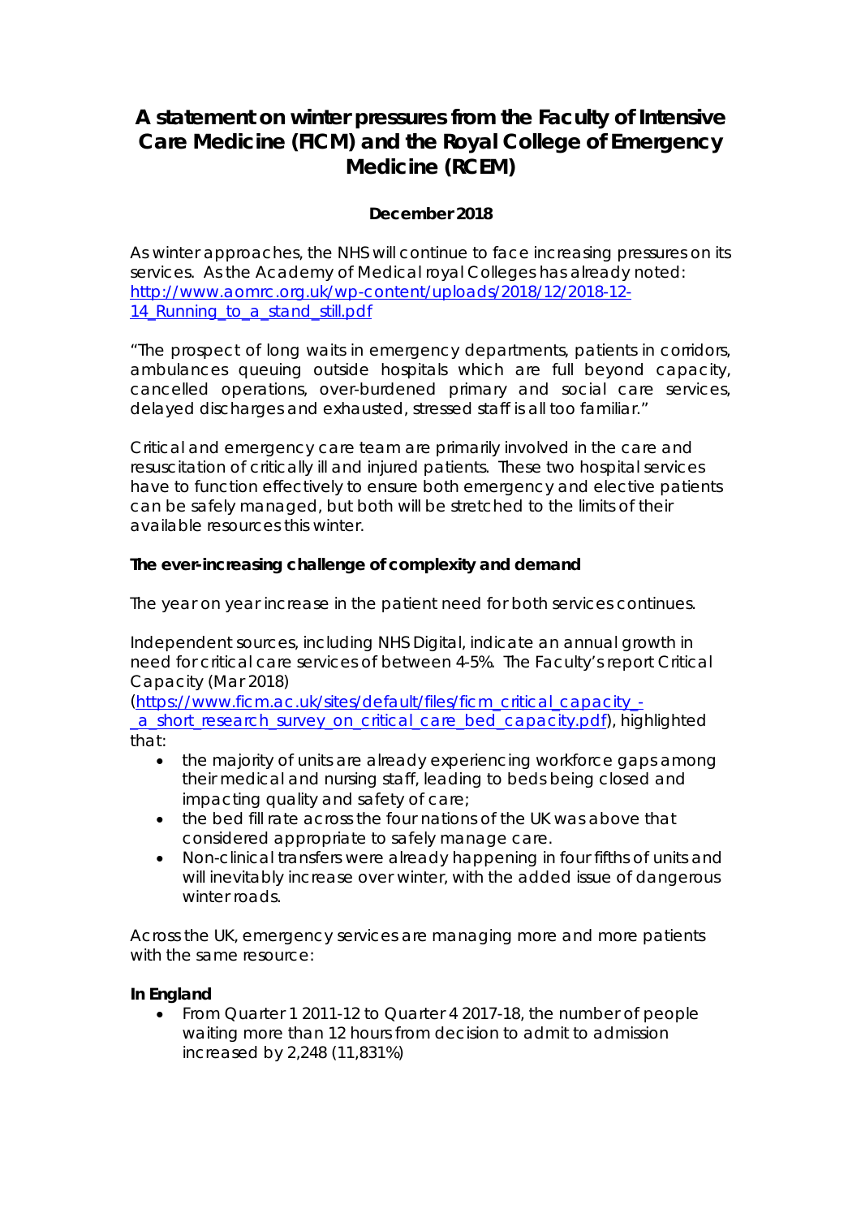# A statement on winter pressures from the Faculty of Intensive Care Medicine (FICM) and the Royal College of Emergency Medicine (RCEM)

**December 2018**

As winter approaches, the NHS will continue to face increasing pressures on its services. As the Academy of Medical royal Colleges has already noted: http://www.aomrc.org.uk/wp-content/uploads/2018/12/2018-12-14_Running_to_a_stand_still.pdf

"The prospect of long waits in emergency departments, patients in corridors, ambulances queuing outside hospitals which are full beyond capacity, cancelled operations, over-burdened primary and social care services, delayed discharges and exhausted, stressed staff is all too familiar."

Critical and emergency care team are primarily involved in the care and resuscitation of critically ill and injured patients. These two hospital services have to function effectively to ensure both emergency and elective patients can be safely managed, but both will be stretched to the limits of their available resources this winter.

**The ever-increasing challenge of complexity and demand**

The year on year increase in the patient need for both services continues.

Independent sources, including NHS Digital, indicate an annual growth in need for critical care services of between 4-5%. The Faculty's report Critical Capacity (Mar 2018) (https://www.ficm.ac.uk/sites/default/files/ficm_critical_capacity_-_a_short_research_survey_on_critical_care_bed_capacity.pdf), highlighted that:

- the majority of units are already experiencing workforce gaps among their medical and nursing staff, leading to beds being closed and impacting quality and safety of care;
- the bed fill rate across the four nations of the UK was above that considered appropriate to safely manage care.
- Non-clinical transfers were already happening in four fifths of units and will inevitably increase over winter, with the added issue of dangerous winter roads.

Across the UK, emergency services are managing more and more patients with the same resource:

**In England**

- From Quarter 1 2011-12 to Quarter 4 2017-18, the number of people waiting more than 12 hours from decision to admit to admission increased by 2,248 (11,831%)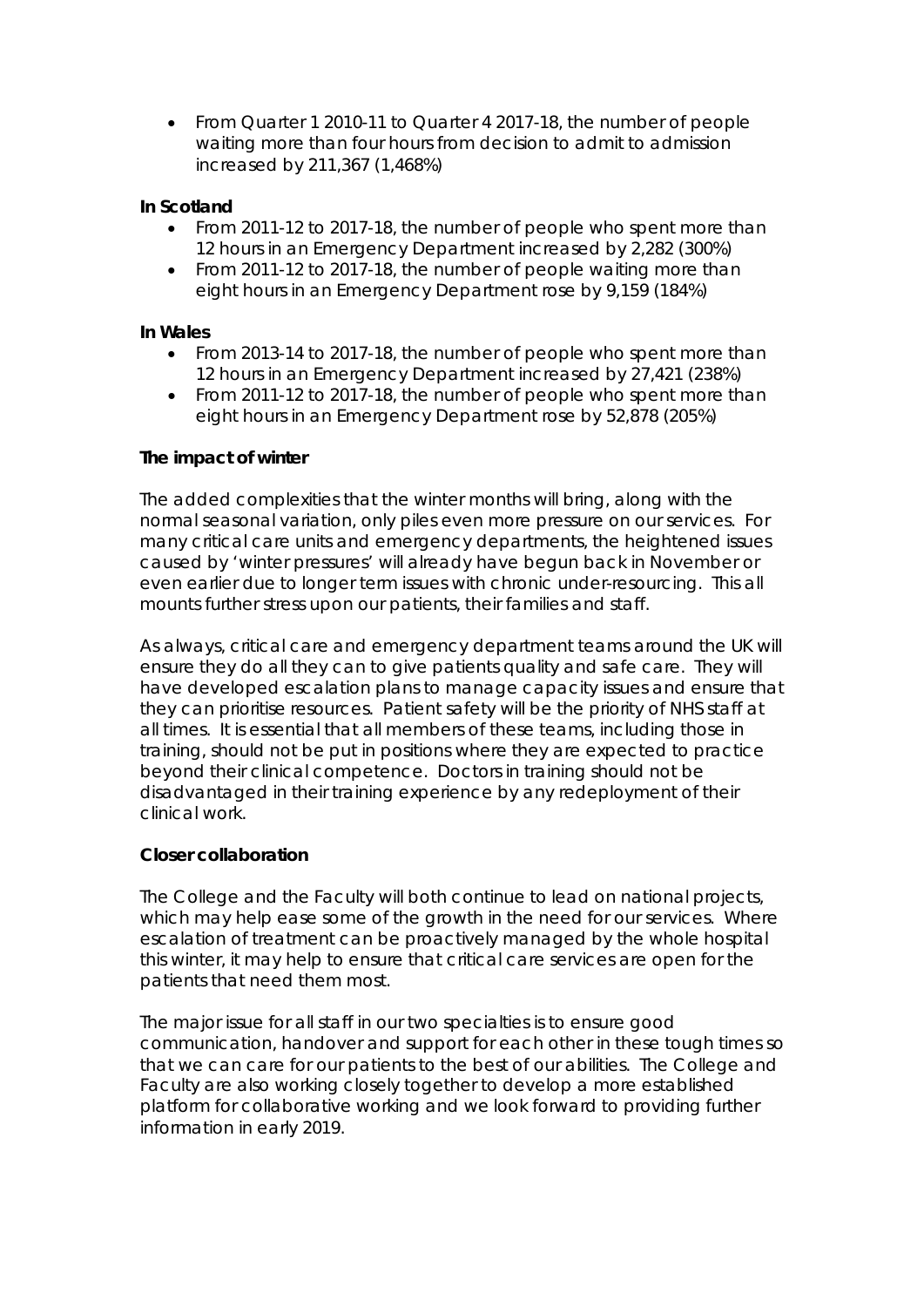- From Quarter 1 2010-11 to Quarter 4 2017-18, the number of people waiting more than four hours from decision to admit to admission increased by 211,367 (1,468%)

**In Scotland**

- From 2011-12 to 2017-18, the number of people who spent more than 12 hours in an Emergency Department increased by 2,282 (300%)
- From 2011-12 to 2017-18, the number of people waiting more than eight hours in an Emergency Department rose by 9,159 (184%)

**In Wales**

- From 2013-14 to 2017-18, the number of people who spent more than 12 hours in an Emergency Department increased by 27,421 (238%)
- From 2011-12 to 2017-18, the number of people who spent more than eight hours in an Emergency Department rose by 52,878 (205%)

**The impact of winter**

The added complexities that the winter months will bring, along with the normal seasonal variation, only piles even more pressure on our services. For many critical care units and emergency departments, the heightened issues caused by 'winter pressures' will already have begun back in November or even earlier due to longer term issues with chronic under-resourcing. This all mounts further stress upon our patients, their families and staff.

As always, critical care and emergency department teams around the UK will ensure they do all they can to give patients quality and safe care. They will have developed escalation plans to manage capacity issues and ensure that they can prioritise resources. Patient safety will be the priority of NHS staff at all times. It is essential that all members of these teams, including those in training, should not be put in positions where they are expected to practice beyond their clinical competence. Doctors in training should not be disadvantaged in their training experience by any redeployment of their clinical work.

**Closer collaboration**

The College and the Faculty will both continue to lead on national projects, which may help ease some of the growth in the need for our services. Where escalation of treatment can be proactively managed by the whole hospital this winter, it may help to ensure that critical care services are open for the patients that need them most.

The major issue for all staff in our two specialties is to ensure good communication, handover and support for each other in these tough times so that we can care for our patients to the best of our abilities. The College and Faculty are also working closely together to develop a more established platform for collaborative working and we look forward to providing further information in early 2019.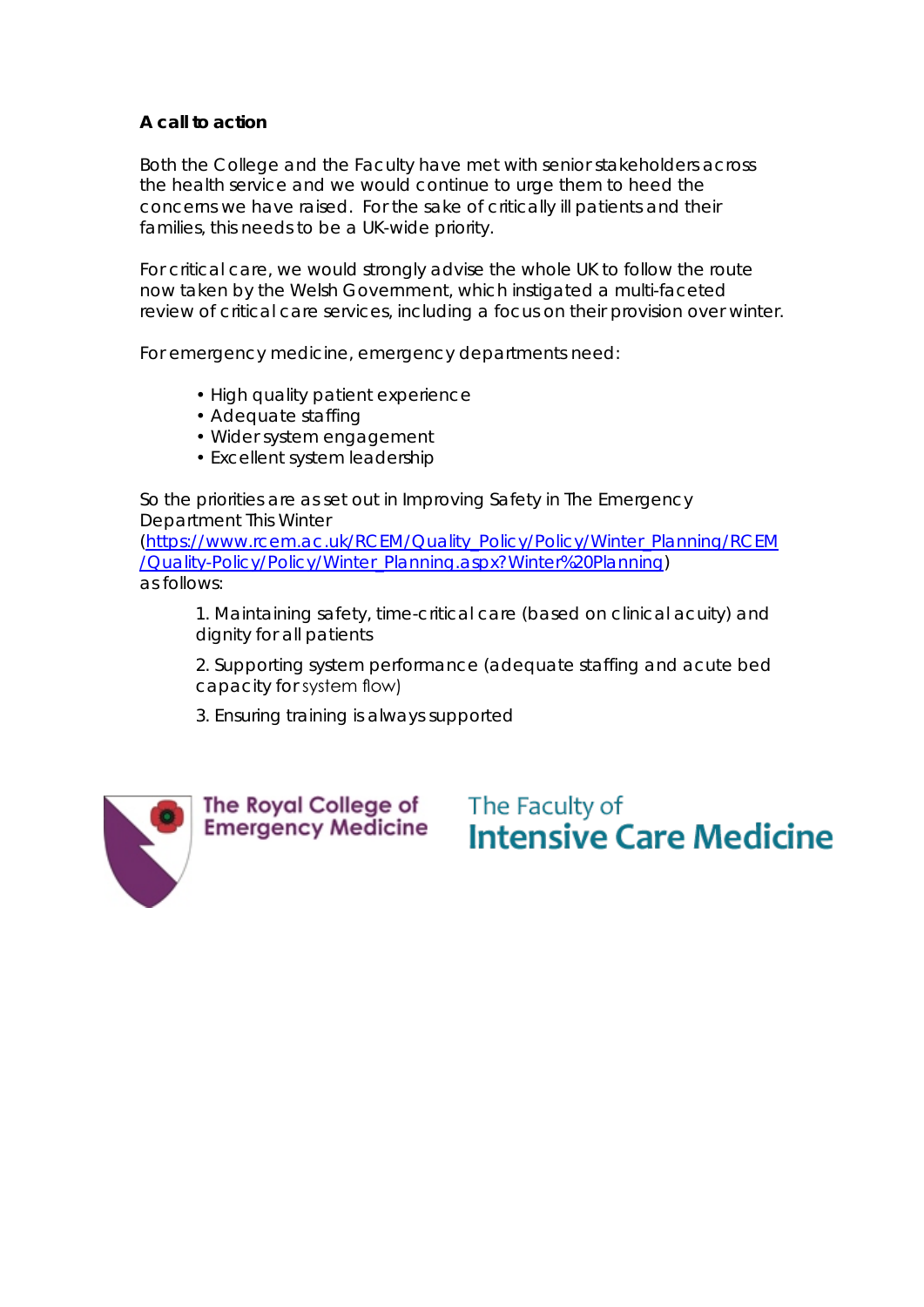**A call to action**

Both the College and the Faculty have met with senior stakeholders across the health service and we would continue to urge them to heed the concerns we have raised. For the sake of critically ill patients and their families, this needs to be a UK-wide priority.

For critical care, we would strongly advise the whole UK to follow the route now taken by the Welsh Government, which instigated a multi-faceted review of critical care services, including a focus on their provision over winter.

For emergency medicine, emergency departments need:

- High quality patient experience
- Adequate staffing
- Wider system engagement
- Excellent system leadership

So the priorities are as set out in Improving Safety in The Emergency Department This Winter (https://www.rcem.ac.uk/RCEM/Quality_Policy/Policy/Winter_Planning/RCEM/Quality-Policy/Policy/Winter_Planning.aspx?Winter%20Planning) as follows:

1. Maintaining safety, time-critical care (based on clinical acuity) and dignity for all patients
2. Supporting system performance (adequate staffing and acute bed capacity for system flow)
3. Ensuring training is always supported

The Royal College of Emergency Medicine

The Faculty of Intensive Care Medicine